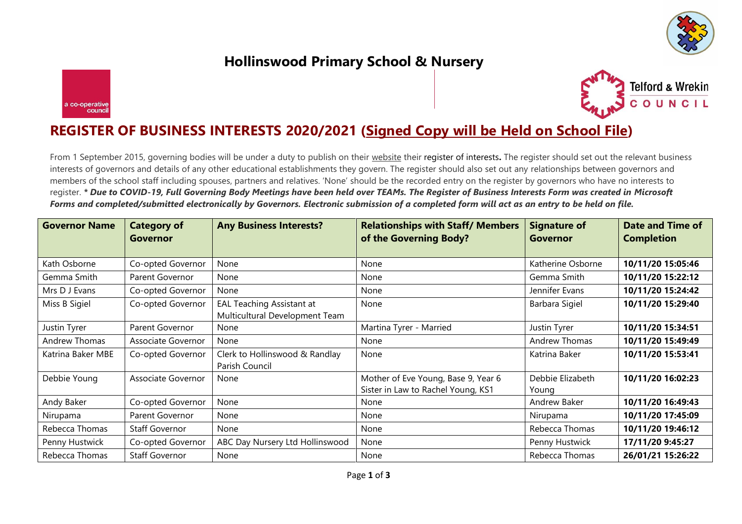# Hollinswood Primary School & Nursery

a co-operative council

Telford & Wrekin COUNCIL

## REGISTER OF BUSINESS INTERESTS 2020/2021 (Signed Copy will be Held on School File)

From 1 September 2015, governing bodies will be under a duty to publish on their website their register of interests**.** The register should set out the relevant business interests of governors and details of any other educational establishments they govern. The register should also set out any relationships between governors and members of the school staff including spouses, partners and relatives. 'None' should be the recorded entry on the register by governors who have no interests to register. ***\* Due to COVID-19, Full Governing Body Meetings have been held over TEAMs. The Register of Business Interests Form was created in Microsoft Forms and completed/submitted electronically by Governors. Electronic submission of a completed form will act as an entry to be held on file.***

| Governor Name | Category of Governor | Any Business Interests? | Relationships with Staff/ Members of the Governing Body? | Signature of Governor | Date and Time of Completion |
|---|---|---|---|---|---|
| Kath Osborne | Co-opted Governor | None | None | Katherine Osborne | **10/11/20 15:05:46** |
| Gemma Smith | Parent Governor | None | None | Gemma Smith | **10/11/20 15:22:12** |
| Mrs D J Evans | Co-opted Governor | None | None | Jennifer Evans | **10/11/20 15:24:42** |
| Miss B Sigiel | Co-opted Governor | EAL Teaching Assistant at Multicultural Development Team | None | Barbara Sigiel | **10/11/20 15:29:40** |
| Justin Tyrer | Parent Governor | None | Martina Tyrer - Married | Justin Tyrer | **10/11/20 15:34:51** |
| Andrew Thomas | Associate Governor | None | None | Andrew Thomas | **10/11/20 15:49:49** |
| Katrina Baker MBE | Co-opted Governor | Clerk to Hollinswood & Randlay Parish Council | None | Katrina Baker | **10/11/20 15:53:41** |
| Debbie Young | Associate Governor | None | Mother of Eve Young, Base 9, Year 6 Sister in Law to Rachel Young, KS1 | Debbie Elizabeth Young | **10/11/20 16:02:23** |
| Andy Baker | Co-opted Governor | None | None | Andrew Baker | **10/11/20 16:49:43** |
| Nirupama | Parent Governor | None | None | Nirupama | **10/11/20 17:45:09** |
| Rebecca Thomas | Staff Governor | None | None | Rebecca Thomas | **10/11/20 19:46:12** |
| Penny Hustwick | Co-opted Governor | ABC Day Nursery Ltd Hollinswood | None | Penny Hustwick | **17/11/20 9:45:27** |
| Rebecca Thomas | Staff Governor | None | None | Rebecca Thomas | **26/01/21 15:26:22** |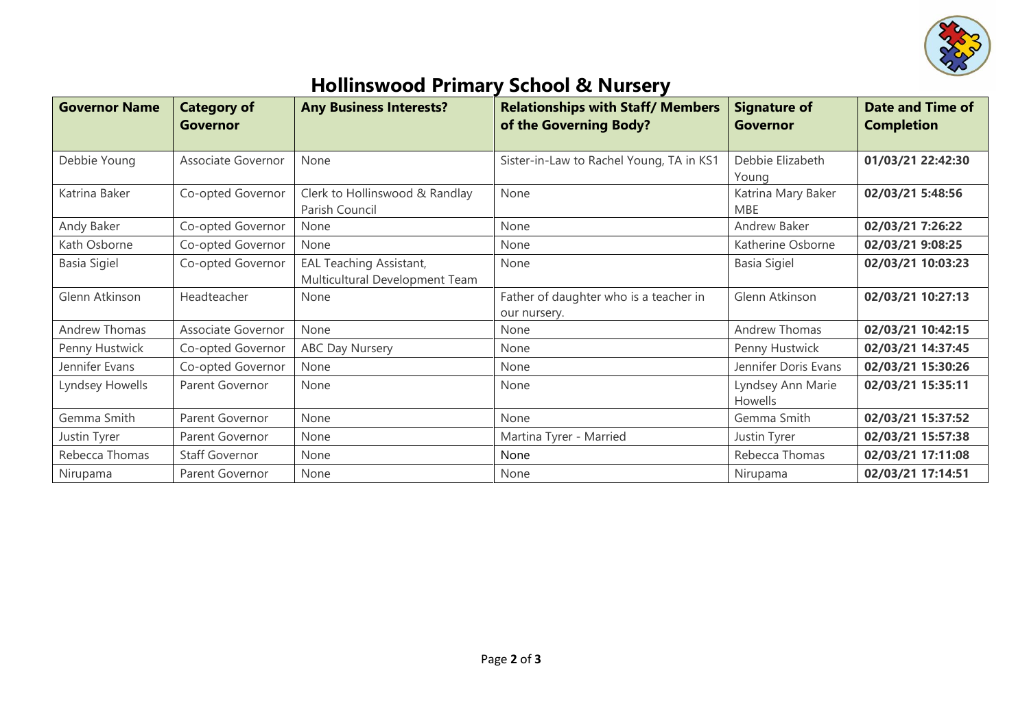# Hollinswood Primary School & Nursery

| Governor Name | Category of Governor | Any Business Interests? | Relationships with Staff/ Members of the Governing Body? | Signature of Governor | Date and Time of Completion |
|---|---|---|---|---|---|
| Debbie Young | Associate Governor | None | Sister-in-Law to Rachel Young, TA in KS1 | Debbie Elizabeth Young | **01/03/21 22:42:30** |
| Katrina Baker | Co-opted Governor | Clerk to Hollinswood & Randlay Parish Council | None | Katrina Mary Baker MBE | **02/03/21 5:48:56** |
| Andy Baker | Co-opted Governor | None | None | Andrew Baker | **02/03/21 7:26:22** |
| Kath Osborne | Co-opted Governor | None | None | Katherine Osborne | **02/03/21 9:08:25** |
| Basia Sigiel | Co-opted Governor | EAL Teaching Assistant, Multicultural Development Team | None | Basia Sigiel | **02/03/21 10:03:23** |
| Glenn Atkinson | Headteacher | None | Father of daughter who is a teacher in our nursery. | Glenn Atkinson | **02/03/21 10:27:13** |
| Andrew Thomas | Associate Governor | None | None | Andrew Thomas | **02/03/21 10:42:15** |
| Penny Hustwick | Co-opted Governor | ABC Day Nursery | None | Penny Hustwick | **02/03/21 14:37:45** |
| Jennifer Evans | Co-opted Governor | None | None | Jennifer Doris Evans | **02/03/21 15:30:26** |
| Lyndsey Howells | Parent Governor | None | None | Lyndsey Ann Marie Howells | **02/03/21 15:35:11** |
| Gemma Smith | Parent Governor | None | None | Gemma Smith | **02/03/21 15:37:52** |
| Justin Tyrer | Parent Governor | None | Martina Tyrer - Married | Justin Tyrer | **02/03/21 15:57:38** |
| Rebecca Thomas | Staff Governor | None | None | Rebecca Thomas | **02/03/21 17:11:08** |
| Nirupama | Parent Governor | None | None | Nirupama | **02/03/21 17:14:51** |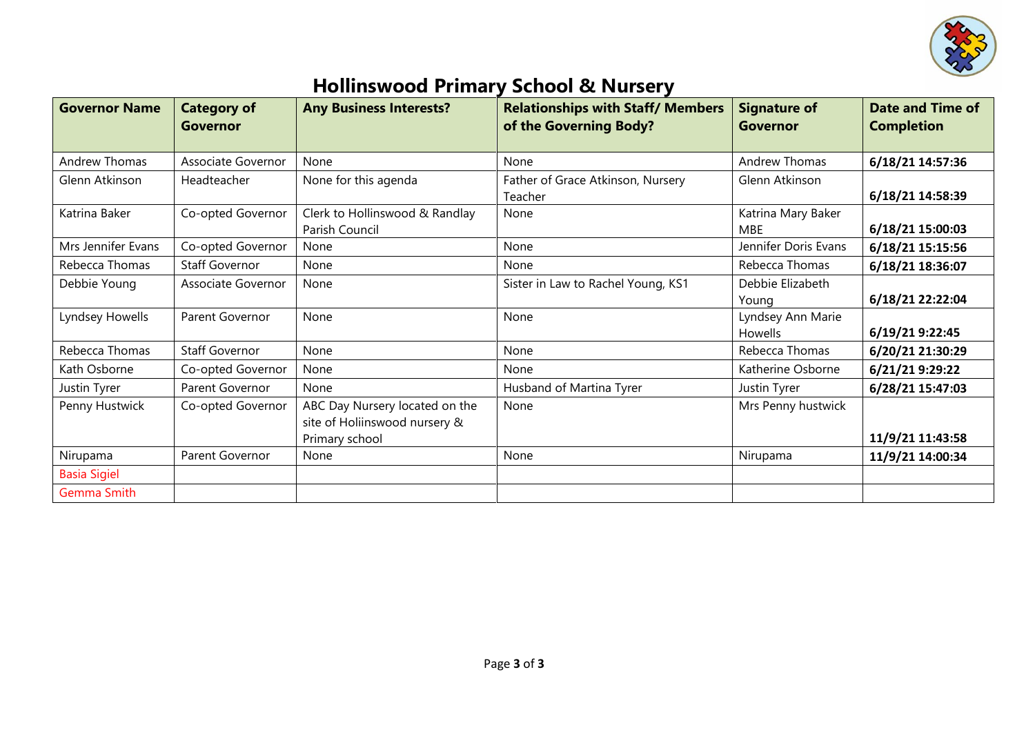# Hollinswood Primary School & Nursery

| Governor Name | Category of Governor | Any Business Interests? | Relationships with Staff/ Members of the Governing Body? | Signature of Governor | Date and Time of Completion |
|---|---|---|---|---|---|
| Andrew Thomas | Associate Governor | None | None | Andrew Thomas | **6/18/21 14:57:36** |
| Glenn Atkinson | Headteacher | None for this agenda | Father of Grace Atkinson, Nursery Teacher | Glenn Atkinson | **6/18/21 14:58:39** |
| Katrina Baker | Co-opted Governor | Clerk to Hollinswood & Randlay Parish Council | None | Katrina Mary Baker MBE | **6/18/21 15:00:03** |
| Mrs Jennifer Evans | Co-opted Governor | None | None | Jennifer Doris Evans | **6/18/21 15:15:56** |
| Rebecca Thomas | Staff Governor | None | None | Rebecca Thomas | **6/18/21 18:36:07** |
| Debbie Young | Associate Governor | None | Sister in Law to Rachel Young, KS1 | Debbie Elizabeth Young | **6/18/21 22:22:04** |
| Lyndsey Howells | Parent Governor | None | None | Lyndsey Ann Marie Howells | **6/19/21 9:22:45** |
| Rebecca Thomas | Staff Governor | None | None | Rebecca Thomas | **6/20/21 21:30:29** |
| Kath Osborne | Co-opted Governor | None | None | Katherine Osborne | **6/21/21 9:29:22** |
| Justin Tyrer | Parent Governor | None | Husband of Martina Tyrer | Justin Tyrer | **6/28/21 15:47:03** |
| Penny Hustwick | Co-opted Governor | ABC Day Nursery located on the site of Holiinswood nursery & Primary school | None | Mrs Penny hustwick | **11/9/21 11:43:58** |
| Nirupama | Parent Governor | None | None | Nirupama | **11/9/21 14:00:34** |
| Basia Sigiel | | | | | |
| Gemma Smith | | | | | |